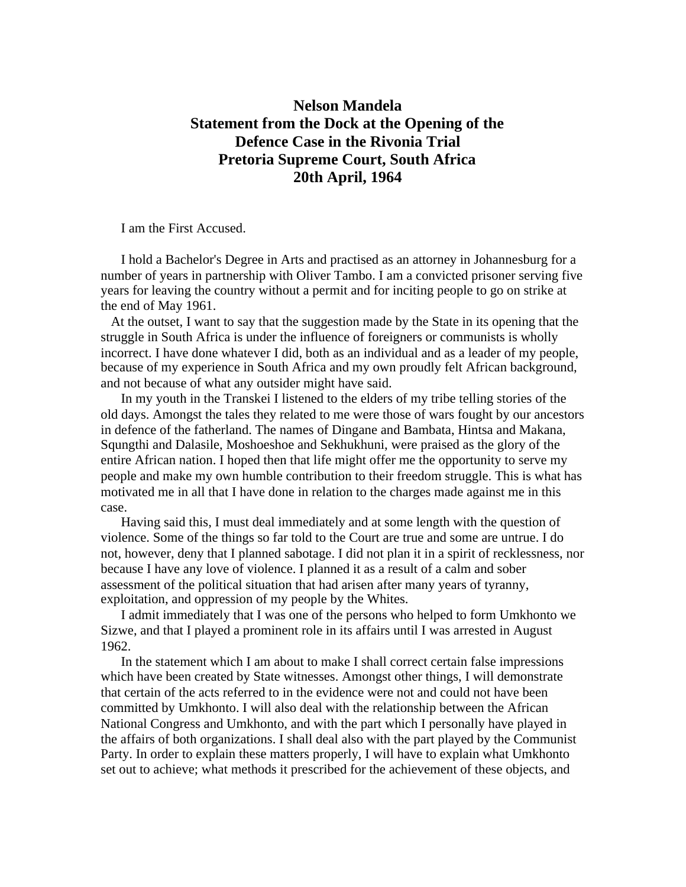# Nelson Mandela
# Statement from the Dock at the Opening of the Defence Case in the Rivonia Trial
# Pretoria Supreme Court, South Africa
# 20th April, 1964

I am the First Accused.

I hold a Bachelor's Degree in Arts and practised as an attorney in Johannesburg for a number of years in partnership with Oliver Tambo. I am a convicted prisoner serving five years for leaving the country without a permit and for inciting people to go on strike at the end of May 1961.

At the outset, I want to say that the suggestion made by the State in its opening that the struggle in South Africa is under the influence of foreigners or communists is wholly incorrect. I have done whatever I did, both as an individual and as a leader of my people, because of my experience in South Africa and my own proudly felt African background, and not because of what any outsider might have said.

In my youth in the Transkei I listened to the elders of my tribe telling stories of the old days. Amongst the tales they related to me were those of wars fought by our ancestors in defence of the fatherland. The names of Dingane and Bambata, Hintsa and Makana, Squngthi and Dalasile, Moshoeshoe and Sekhukhuni, were praised as the glory of the entire African nation. I hoped then that life might offer me the opportunity to serve my people and make my own humble contribution to their freedom struggle. This is what has motivated me in all that I have done in relation to the charges made against me in this case.

Having said this, I must deal immediately and at some length with the question of violence. Some of the things so far told to the Court are true and some are untrue. I do not, however, deny that I planned sabotage. I did not plan it in a spirit of recklessness, nor because I have any love of violence. I planned it as a result of a calm and sober assessment of the political situation that had arisen after many years of tyranny, exploitation, and oppression of my people by the Whites.

I admit immediately that I was one of the persons who helped to form Umkhonto we Sizwe, and that I played a prominent role in its affairs until I was arrested in August 1962.

In the statement which I am about to make I shall correct certain false impressions which have been created by State witnesses. Amongst other things, I will demonstrate that certain of the acts referred to in the evidence were not and could not have been committed by Umkhonto. I will also deal with the relationship between the African National Congress and Umkhonto, and with the part which I personally have played in the affairs of both organizations. I shall deal also with the part played by the Communist Party. In order to explain these matters properly, I will have to explain what Umkhonto set out to achieve; what methods it prescribed for the achievement of these objects, and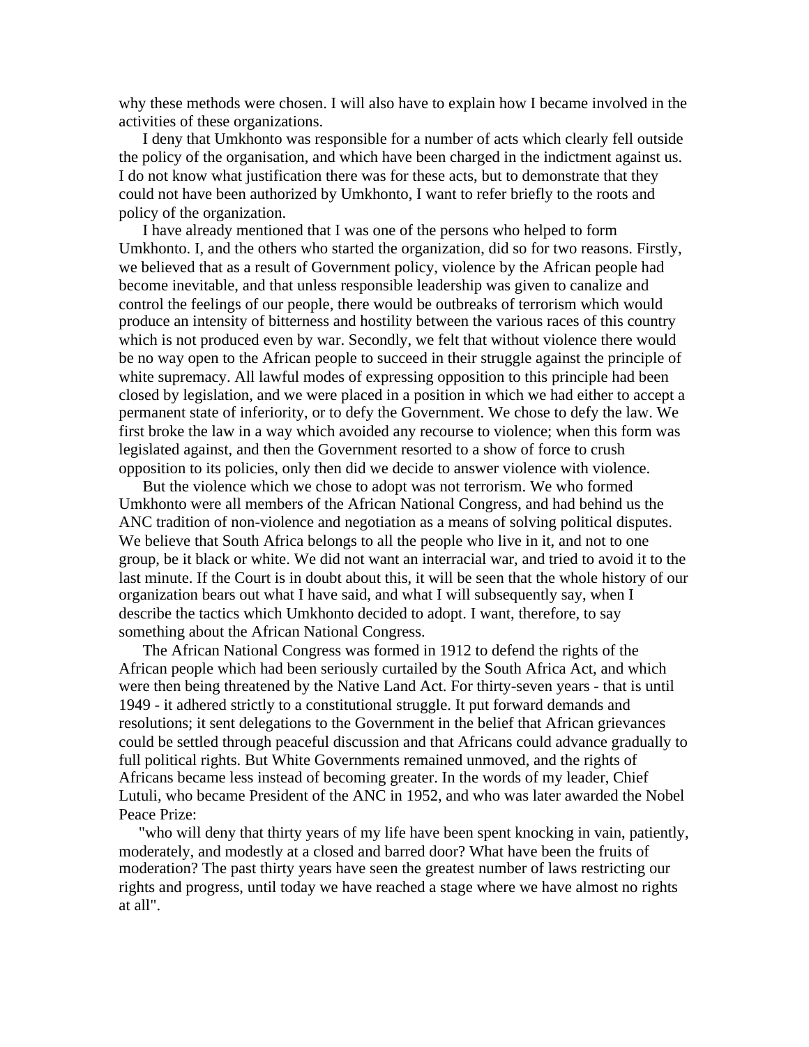why these methods were chosen. I will also have to explain how I became involved in the activities of these organizations.

I deny that Umkhonto was responsible for a number of acts which clearly fell outside the policy of the organisation, and which have been charged in the indictment against us. I do not know what justification there was for these acts, but to demonstrate that they could not have been authorized by Umkhonto, I want to refer briefly to the roots and policy of the organization.

I have already mentioned that I was one of the persons who helped to form Umkhonto. I, and the others who started the organization, did so for two reasons. Firstly, we believed that as a result of Government policy, violence by the African people had become inevitable, and that unless responsible leadership was given to canalize and control the feelings of our people, there would be outbreaks of terrorism which would produce an intensity of bitterness and hostility between the various races of this country which is not produced even by war. Secondly, we felt that without violence there would be no way open to the African people to succeed in their struggle against the principle of white supremacy. All lawful modes of expressing opposition to this principle had been closed by legislation, and we were placed in a position in which we had either to accept a permanent state of inferiority, or to defy the Government. We chose to defy the law. We first broke the law in a way which avoided any recourse to violence; when this form was legislated against, and then the Government resorted to a show of force to crush opposition to its policies, only then did we decide to answer violence with violence.

But the violence which we chose to adopt was not terrorism. We who formed Umkhonto were all members of the African National Congress, and had behind us the ANC tradition of non-violence and negotiation as a means of solving political disputes. We believe that South Africa belongs to all the people who live in it, and not to one group, be it black or white. We did not want an interracial war, and tried to avoid it to the last minute. If the Court is in doubt about this, it will be seen that the whole history of our organization bears out what I have said, and what I will subsequently say, when I describe the tactics which Umkhonto decided to adopt. I want, therefore, to say something about the African National Congress.

The African National Congress was formed in 1912 to defend the rights of the African people which had been seriously curtailed by the South Africa Act, and which were then being threatened by the Native Land Act. For thirty-seven years - that is until 1949 - it adhered strictly to a constitutional struggle. It put forward demands and resolutions; it sent delegations to the Government in the belief that African grievances could be settled through peaceful discussion and that Africans could advance gradually to full political rights. But White Governments remained unmoved, and the rights of Africans became less instead of becoming greater. In the words of my leader, Chief Lutuli, who became President of the ANC in 1952, and who was later awarded the Nobel Peace Prize:

"who will deny that thirty years of my life have been spent knocking in vain, patiently, moderately, and modestly at a closed and barred door? What have been the fruits of moderation? The past thirty years have seen the greatest number of laws restricting our rights and progress, until today we have reached a stage where we have almost no rights at all".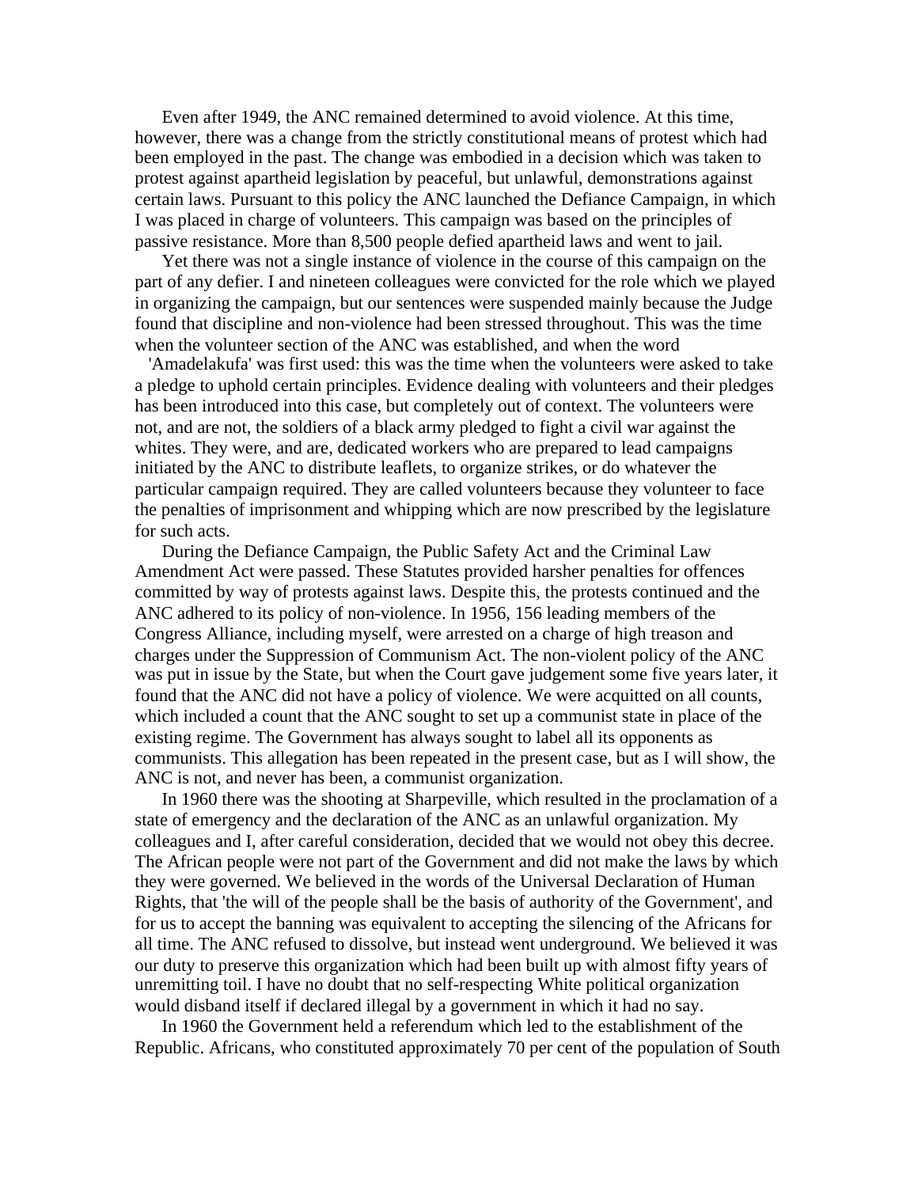Even after 1949, the ANC remained determined to avoid violence. At this time, however, there was a change from the strictly constitutional means of protest which had been employed in the past. The change was embodied in a decision which was taken to protest against apartheid legislation by peaceful, but unlawful, demonstrations against certain laws. Pursuant to this policy the ANC launched the Defiance Campaign, in which I was placed in charge of volunteers. This campaign was based on the principles of passive resistance. More than 8,500 people defied apartheid laws and went to jail.

Yet there was not a single instance of violence in the course of this campaign on the part of any defier. I and nineteen colleagues were convicted for the role which we played in organizing the campaign, but our sentences were suspended mainly because the Judge found that discipline and non-violence had been stressed throughout. This was the time when the volunteer section of the ANC was established, and when the word 'Amadelakufa' was first used: this was the time when the volunteers were asked to take a pledge to uphold certain principles. Evidence dealing with volunteers and their pledges has been introduced into this case, but completely out of context. The volunteers were not, and are not, the soldiers of a black army pledged to fight a civil war against the whites. They were, and are, dedicated workers who are prepared to lead campaigns initiated by the ANC to distribute leaflets, to organize strikes, or do whatever the particular campaign required. They are called volunteers because they volunteer to face the penalties of imprisonment and whipping which are now prescribed by the legislature for such acts.

During the Defiance Campaign, the Public Safety Act and the Criminal Law Amendment Act were passed. These Statutes provided harsher penalties for offences committed by way of protests against laws. Despite this, the protests continued and the ANC adhered to its policy of non-violence. In 1956, 156 leading members of the Congress Alliance, including myself, were arrested on a charge of high treason and charges under the Suppression of Communism Act. The non-violent policy of the ANC was put in issue by the State, but when the Court gave judgement some five years later, it found that the ANC did not have a policy of violence. We were acquitted on all counts, which included a count that the ANC sought to set up a communist state in place of the existing regime. The Government has always sought to label all its opponents as communists. This allegation has been repeated in the present case, but as I will show, the ANC is not, and never has been, a communist organization.

In 1960 there was the shooting at Sharpeville, which resulted in the proclamation of a state of emergency and the declaration of the ANC as an unlawful organization. My colleagues and I, after careful consideration, decided that we would not obey this decree. The African people were not part of the Government and did not make the laws by which they were governed. We believed in the words of the Universal Declaration of Human Rights, that 'the will of the people shall be the basis of authority of the Government', and for us to accept the banning was equivalent to accepting the silencing of the Africans for all time. The ANC refused to dissolve, but instead went underground. We believed it was our duty to preserve this organization which had been built up with almost fifty years of unremitting toil. I have no doubt that no self-respecting White political organization would disband itself if declared illegal by a government in which it had no say.

In 1960 the Government held a referendum which led to the establishment of the Republic. Africans, who constituted approximately 70 per cent of the population of South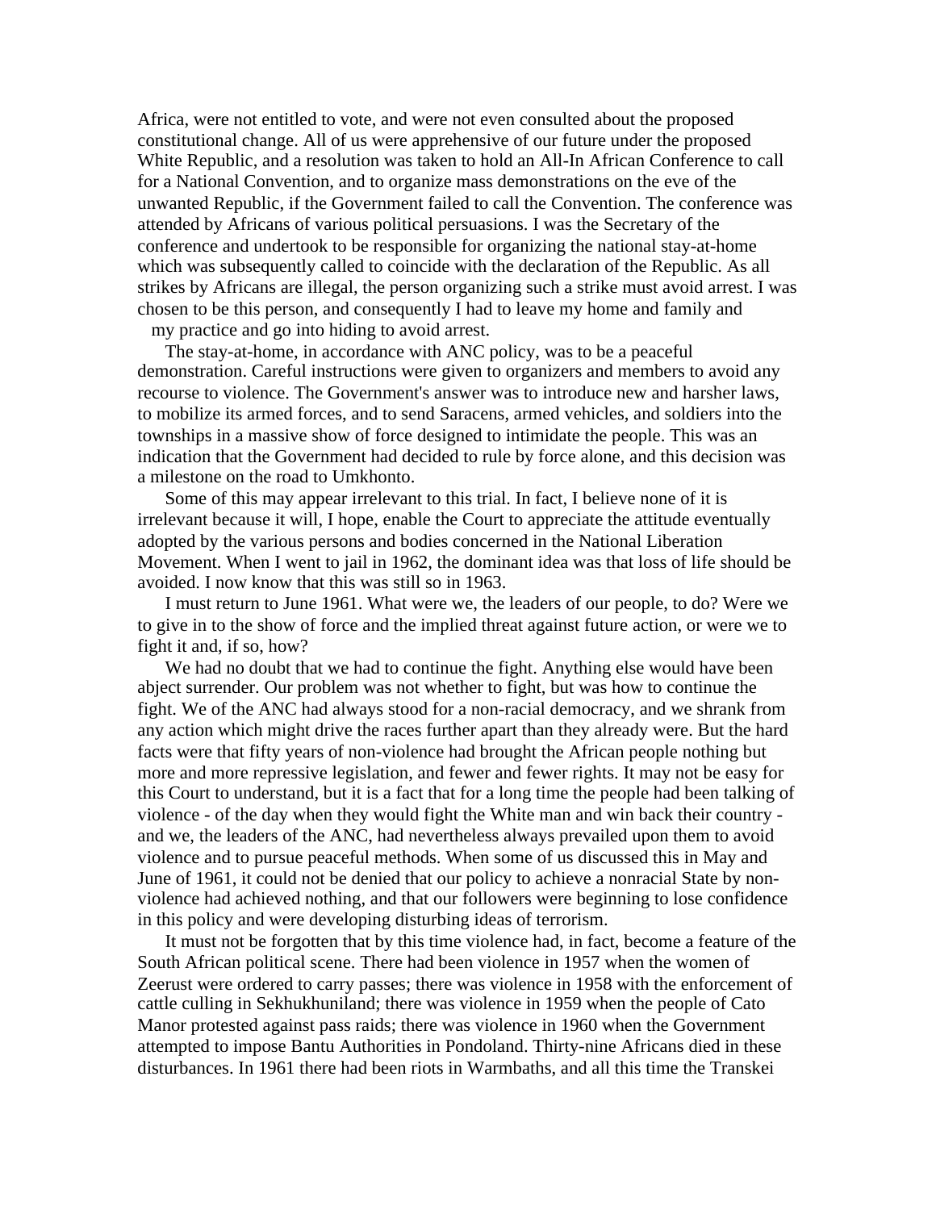Africa, were not entitled to vote, and were not even consulted about the proposed constitutional change. All of us were apprehensive of our future under the proposed White Republic, and a resolution was taken to hold an All-In African Conference to call for a National Convention, and to organize mass demonstrations on the eve of the unwanted Republic, if the Government failed to call the Convention. The conference was attended by Africans of various political persuasions. I was the Secretary of the conference and undertook to be responsible for organizing the national stay-at-home which was subsequently called to coincide with the declaration of the Republic. As all strikes by Africans are illegal, the person organizing such a strike must avoid arrest. I was chosen to be this person, and consequently I had to leave my home and family and my practice and go into hiding to avoid arrest.

The stay-at-home, in accordance with ANC policy, was to be a peaceful demonstration. Careful instructions were given to organizers and members to avoid any recourse to violence. The Government's answer was to introduce new and harsher laws, to mobilize its armed forces, and to send Saracens, armed vehicles, and soldiers into the townships in a massive show of force designed to intimidate the people. This was an indication that the Government had decided to rule by force alone, and this decision was a milestone on the road to Umkhonto.

Some of this may appear irrelevant to this trial. In fact, I believe none of it is irrelevant because it will, I hope, enable the Court to appreciate the attitude eventually adopted by the various persons and bodies concerned in the National Liberation Movement. When I went to jail in 1962, the dominant idea was that loss of life should be avoided. I now know that this was still so in 1963.

I must return to June 1961. What were we, the leaders of our people, to do? Were we to give in to the show of force and the implied threat against future action, or were we to fight it and, if so, how?

We had no doubt that we had to continue the fight. Anything else would have been abject surrender. Our problem was not whether to fight, but was how to continue the fight. We of the ANC had always stood for a non-racial democracy, and we shrank from any action which might drive the races further apart than they already were. But the hard facts were that fifty years of non-violence had brought the African people nothing but more and more repressive legislation, and fewer and fewer rights. It may not be easy for this Court to understand, but it is a fact that for a long time the people had been talking of violence - of the day when they would fight the White man and win back their country - and we, the leaders of the ANC, had nevertheless always prevailed upon them to avoid violence and to pursue peaceful methods. When some of us discussed this in May and June of 1961, it could not be denied that our policy to achieve a nonracial State by non-violence had achieved nothing, and that our followers were beginning to lose confidence in this policy and were developing disturbing ideas of terrorism.

It must not be forgotten that by this time violence had, in fact, become a feature of the South African political scene. There had been violence in 1957 when the women of Zeerust were ordered to carry passes; there was violence in 1958 with the enforcement of cattle culling in Sekhukhuniland; there was violence in 1959 when the people of Cato Manor protested against pass raids; there was violence in 1960 when the Government attempted to impose Bantu Authorities in Pondoland. Thirty-nine Africans died in these disturbances. In 1961 there had been riots in Warmbaths, and all this time the Transkei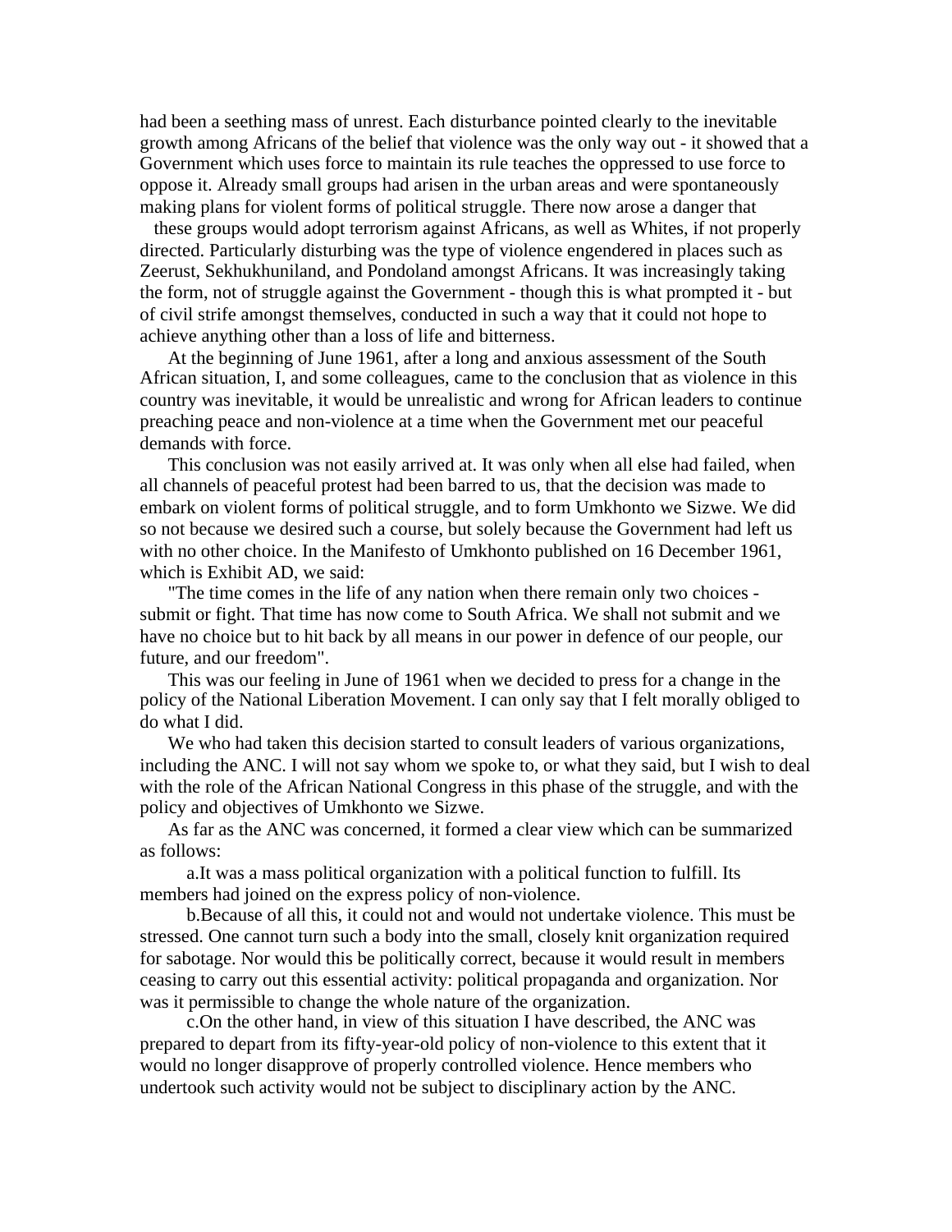had been a seething mass of unrest. Each disturbance pointed clearly to the inevitable growth among Africans of the belief that violence was the only way out - it showed that a Government which uses force to maintain its rule teaches the oppressed to use force to oppose it. Already small groups had arisen in the urban areas and were spontaneously making plans for violent forms of political struggle. There now arose a danger that these groups would adopt terrorism against Africans, as well as Whites, if not properly directed. Particularly disturbing was the type of violence engendered in places such as Zeerust, Sekhukhuniland, and Pondoland amongst Africans. It was increasingly taking the form, not of struggle against the Government - though this is what prompted it - but of civil strife amongst themselves, conducted in such a way that it could not hope to achieve anything other than a loss of life and bitterness.

At the beginning of June 1961, after a long and anxious assessment of the South African situation, I, and some colleagues, came to the conclusion that as violence in this country was inevitable, it would be unrealistic and wrong for African leaders to continue preaching peace and non-violence at a time when the Government met our peaceful demands with force.

This conclusion was not easily arrived at. It was only when all else had failed, when all channels of peaceful protest had been barred to us, that the decision was made to embark on violent forms of political struggle, and to form Umkhonto we Sizwe. We did so not because we desired such a course, but solely because the Government had left us with no other choice. In the Manifesto of Umkhonto published on 16 December 1961, which is Exhibit AD, we said:

"The time comes in the life of any nation when there remain only two choices - submit or fight. That time has now come to South Africa. We shall not submit and we have no choice but to hit back by all means in our power in defence of our people, our future, and our freedom".

This was our feeling in June of 1961 when we decided to press for a change in the policy of the National Liberation Movement. I can only say that I felt morally obliged to do what I did.

We who had taken this decision started to consult leaders of various organizations, including the ANC. I will not say whom we spoke to, or what they said, but I wish to deal with the role of the African National Congress in this phase of the struggle, and with the policy and objectives of Umkhonto we Sizwe.

As far as the ANC was concerned, it formed a clear view which can be summarized as follows:

a. It was a mass political organization with a political function to fulfill. Its members had joined on the express policy of non-violence.

b. Because of all this, it could not and would not undertake violence. This must be stressed. One cannot turn such a body into the small, closely knit organization required for sabotage. Nor would this be politically correct, because it would result in members ceasing to carry out this essential activity: political propaganda and organization. Nor was it permissible to change the whole nature of the organization.

c. On the other hand, in view of this situation I have described, the ANC was prepared to depart from its fifty-year-old policy of non-violence to this extent that it would no longer disapprove of properly controlled violence. Hence members who undertook such activity would not be subject to disciplinary action by the ANC.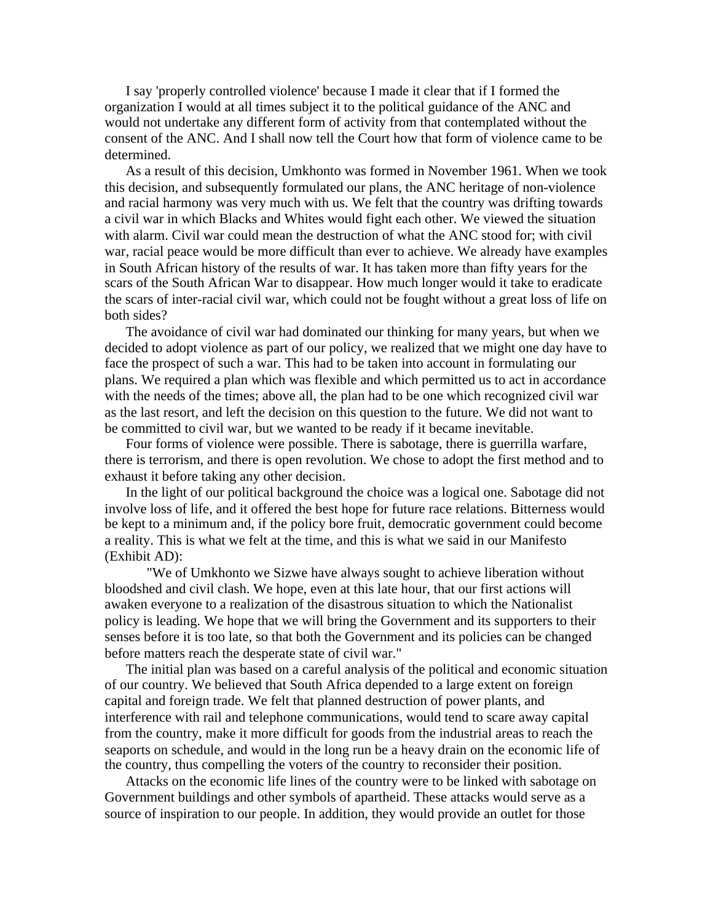I say 'properly controlled violence' because I made it clear that if I formed the organization I would at all times subject it to the political guidance of the ANC and would not undertake any different form of activity from that contemplated without the consent of the ANC. And I shall now tell the Court how that form of violence came to be determined.

As a result of this decision, Umkhonto was formed in November 1961. When we took this decision, and subsequently formulated our plans, the ANC heritage of non-violence and racial harmony was very much with us. We felt that the country was drifting towards a civil war in which Blacks and Whites would fight each other. We viewed the situation with alarm. Civil war could mean the destruction of what the ANC stood for; with civil war, racial peace would be more difficult than ever to achieve. We already have examples in South African history of the results of war. It has taken more than fifty years for the scars of the South African War to disappear. How much longer would it take to eradicate the scars of inter-racial civil war, which could not be fought without a great loss of life on both sides?

The avoidance of civil war had dominated our thinking for many years, but when we decided to adopt violence as part of our policy, we realized that we might one day have to face the prospect of such a war. This had to be taken into account in formulating our plans. We required a plan which was flexible and which permitted us to act in accordance with the needs of the times; above all, the plan had to be one which recognized civil war as the last resort, and left the decision on this question to the future. We did not want to be committed to civil war, but we wanted to be ready if it became inevitable.

Four forms of violence were possible. There is sabotage, there is guerrilla warfare, there is terrorism, and there is open revolution. We chose to adopt the first method and to exhaust it before taking any other decision.

In the light of our political background the choice was a logical one. Sabotage did not involve loss of life, and it offered the best hope for future race relations. Bitterness would be kept to a minimum and, if the policy bore fruit, democratic government could become a reality. This is what we felt at the time, and this is what we said in our Manifesto (Exhibit AD):

> "We of Umkhonto we Sizwe have always sought to achieve liberation without bloodshed and civil clash. We hope, even at this late hour, that our first actions will awaken everyone to a realization of the disastrous situation to which the Nationalist policy is leading. We hope that we will bring the Government and its supporters to their senses before it is too late, so that both the Government and its policies can be changed before matters reach the desperate state of civil war."

The initial plan was based on a careful analysis of the political and economic situation of our country. We believed that South Africa depended to a large extent on foreign capital and foreign trade. We felt that planned destruction of power plants, and interference with rail and telephone communications, would tend to scare away capital from the country, make it more difficult for goods from the industrial areas to reach the seaports on schedule, and would in the long run be a heavy drain on the economic life of the country, thus compelling the voters of the country to reconsider their position.

Attacks on the economic life lines of the country were to be linked with sabotage on Government buildings and other symbols of apartheid. These attacks would serve as a source of inspiration to our people. In addition, they would provide an outlet for those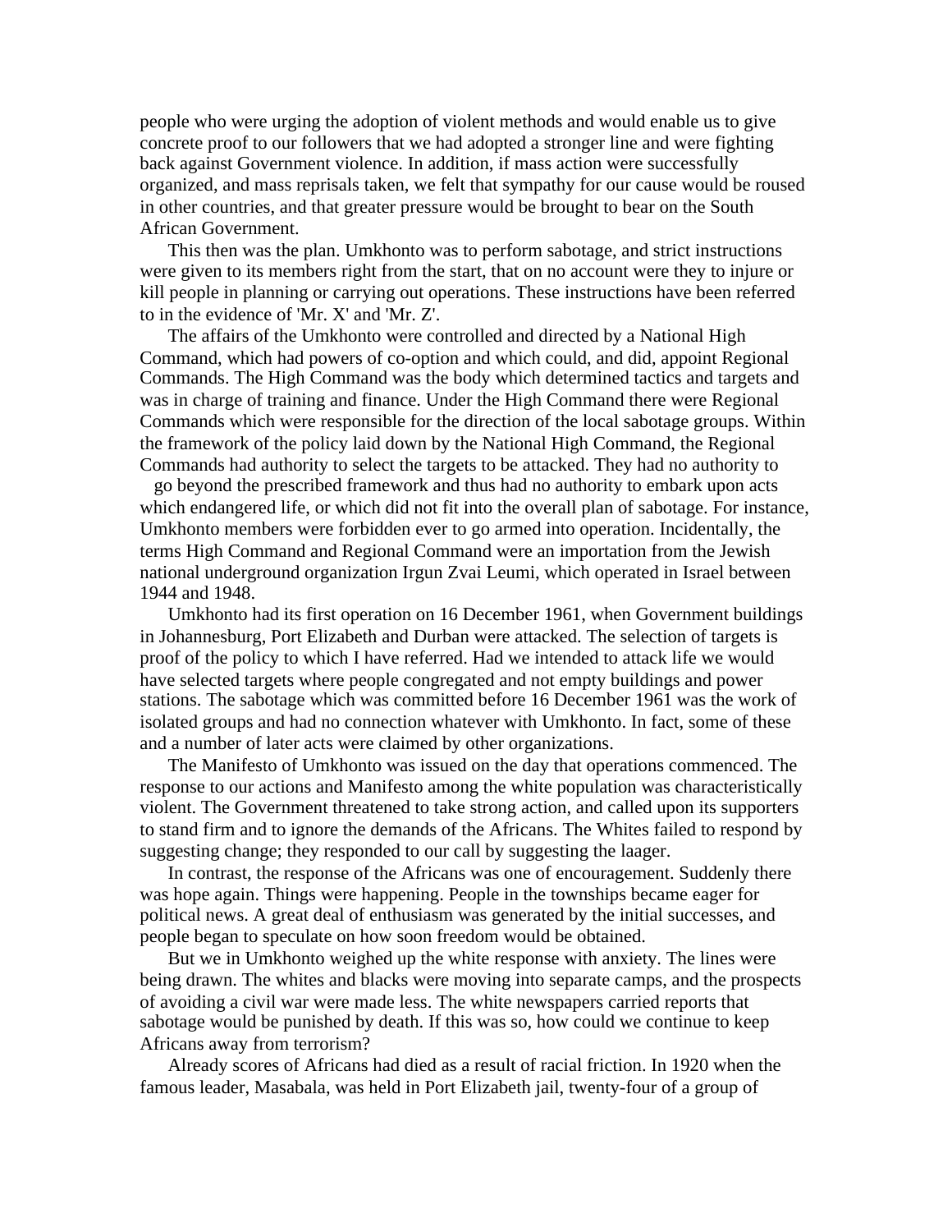people who were urging the adoption of violent methods and would enable us to give concrete proof to our followers that we had adopted a stronger line and were fighting back against Government violence. In addition, if mass action were successfully organized, and mass reprisals taken, we felt that sympathy for our cause would be roused in other countries, and that greater pressure would be brought to bear on the South African Government.

This then was the plan. Umkhonto was to perform sabotage, and strict instructions were given to its members right from the start, that on no account were they to injure or kill people in planning or carrying out operations. These instructions have been referred to in the evidence of 'Mr. X' and 'Mr. Z'.

The affairs of the Umkhonto were controlled and directed by a National High Command, which had powers of co-option and which could, and did, appoint Regional Commands. The High Command was the body which determined tactics and targets and was in charge of training and finance. Under the High Command there were Regional Commands which were responsible for the direction of the local sabotage groups. Within the framework of the policy laid down by the National High Command, the Regional Commands had authority to select the targets to be attacked. They had no authority to go beyond the prescribed framework and thus had no authority to embark upon acts which endangered life, or which did not fit into the overall plan of sabotage. For instance, Umkhonto members were forbidden ever to go armed into operation. Incidentally, the terms High Command and Regional Command were an importation from the Jewish national underground organization Irgun Zvai Leumi, which operated in Israel between 1944 and 1948.

Umkhonto had its first operation on 16 December 1961, when Government buildings in Johannesburg, Port Elizabeth and Durban were attacked. The selection of targets is proof of the policy to which I have referred. Had we intended to attack life we would have selected targets where people congregated and not empty buildings and power stations. The sabotage which was committed before 16 December 1961 was the work of isolated groups and had no connection whatever with Umkhonto. In fact, some of these and a number of later acts were claimed by other organizations.

The Manifesto of Umkhonto was issued on the day that operations commenced. The response to our actions and Manifesto among the white population was characteristically violent. The Government threatened to take strong action, and called upon its supporters to stand firm and to ignore the demands of the Africans. The Whites failed to respond by suggesting change; they responded to our call by suggesting the laager.

In contrast, the response of the Africans was one of encouragement. Suddenly there was hope again. Things were happening. People in the townships became eager for political news. A great deal of enthusiasm was generated by the initial successes, and people began to speculate on how soon freedom would be obtained.

But we in Umkhonto weighed up the white response with anxiety. The lines were being drawn. The whites and blacks were moving into separate camps, and the prospects of avoiding a civil war were made less. The white newspapers carried reports that sabotage would be punished by death. If this was so, how could we continue to keep Africans away from terrorism?

Already scores of Africans had died as a result of racial friction. In 1920 when the famous leader, Masabala, was held in Port Elizabeth jail, twenty-four of a group of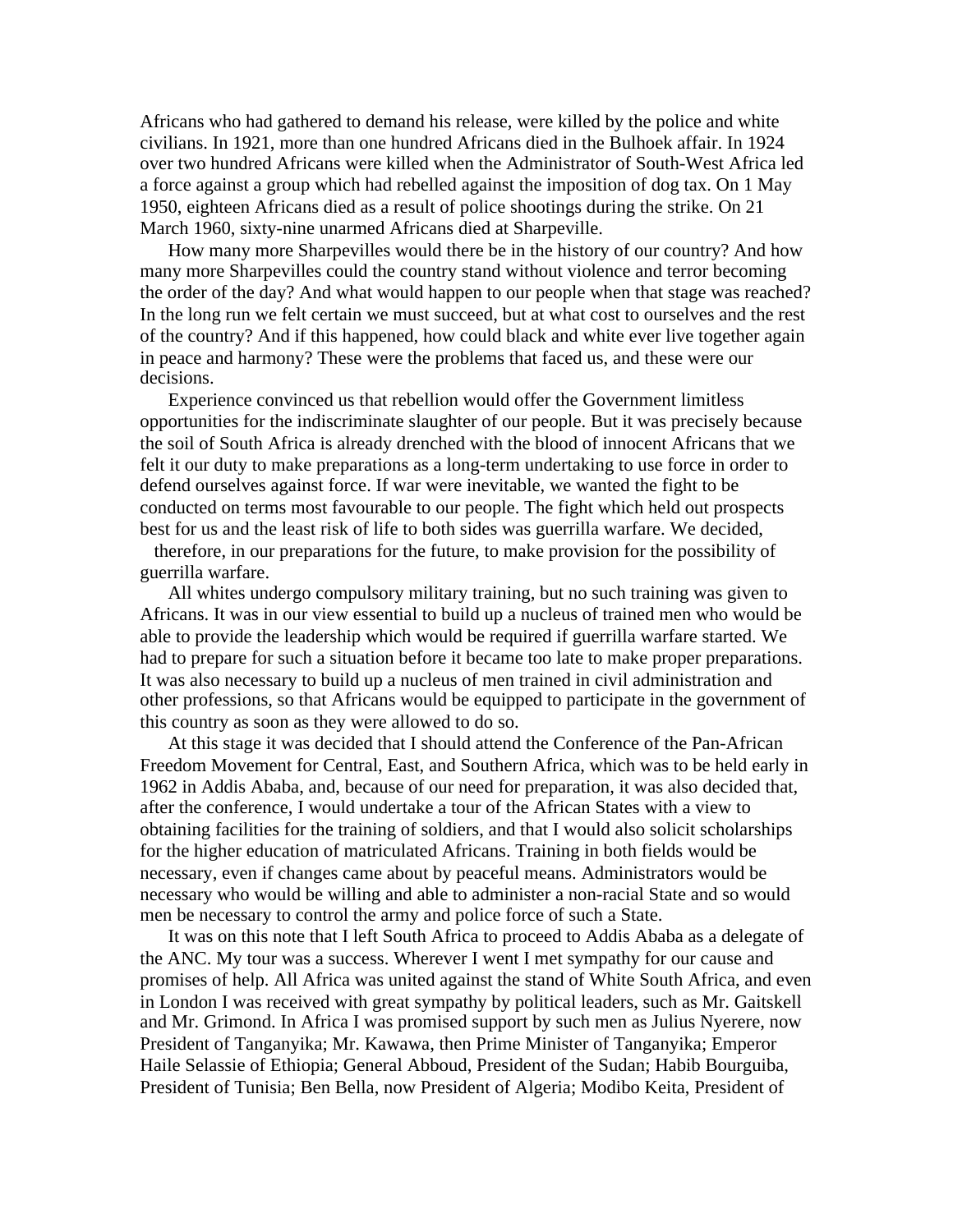Africans who had gathered to demand his release, were killed by the police and white civilians. In 1921, more than one hundred Africans died in the Bulhoek affair. In 1924 over two hundred Africans were killed when the Administrator of South-West Africa led a force against a group which had rebelled against the imposition of dog tax. On 1 May 1950, eighteen Africans died as a result of police shootings during the strike. On 21 March 1960, sixty-nine unarmed Africans died at Sharpeville.

How many more Sharpevilles would there be in the history of our country? And how many more Sharpevilles could the country stand without violence and terror becoming the order of the day? And what would happen to our people when that stage was reached? In the long run we felt certain we must succeed, but at what cost to ourselves and the rest of the country? And if this happened, how could black and white ever live together again in peace and harmony? These were the problems that faced us, and these were our decisions.

Experience convinced us that rebellion would offer the Government limitless opportunities for the indiscriminate slaughter of our people. But it was precisely because the soil of South Africa is already drenched with the blood of innocent Africans that we felt it our duty to make preparations as a long-term undertaking to use force in order to defend ourselves against force. If war were inevitable, we wanted the fight to be conducted on terms most favourable to our people. The fight which held out prospects best for us and the least risk of life to both sides was guerrilla warfare. We decided, therefore, in our preparations for the future, to make provision for the possibility of guerrilla warfare.

All whites undergo compulsory military training, but no such training was given to Africans. It was in our view essential to build up a nucleus of trained men who would be able to provide the leadership which would be required if guerrilla warfare started. We had to prepare for such a situation before it became too late to make proper preparations. It was also necessary to build up a nucleus of men trained in civil administration and other professions, so that Africans would be equipped to participate in the government of this country as soon as they were allowed to do so.

At this stage it was decided that I should attend the Conference of the Pan-African Freedom Movement for Central, East, and Southern Africa, which was to be held early in 1962 in Addis Ababa, and, because of our need for preparation, it was also decided that, after the conference, I would undertake a tour of the African States with a view to obtaining facilities for the training of soldiers, and that I would also solicit scholarships for the higher education of matriculated Africans. Training in both fields would be necessary, even if changes came about by peaceful means. Administrators would be necessary who would be willing and able to administer a non-racial State and so would men be necessary to control the army and police force of such a State.

It was on this note that I left South Africa to proceed to Addis Ababa as a delegate of the ANC. My tour was a success. Wherever I went I met sympathy for our cause and promises of help. All Africa was united against the stand of White South Africa, and even in London I was received with great sympathy by political leaders, such as Mr. Gaitskell and Mr. Grimond. In Africa I was promised support by such men as Julius Nyerere, now President of Tanganyika; Mr. Kawawa, then Prime Minister of Tanganyika; Emperor Haile Selassie of Ethiopia; General Abboud, President of the Sudan; Habib Bourguiba, President of Tunisia; Ben Bella, now President of Algeria; Modibo Keita, President of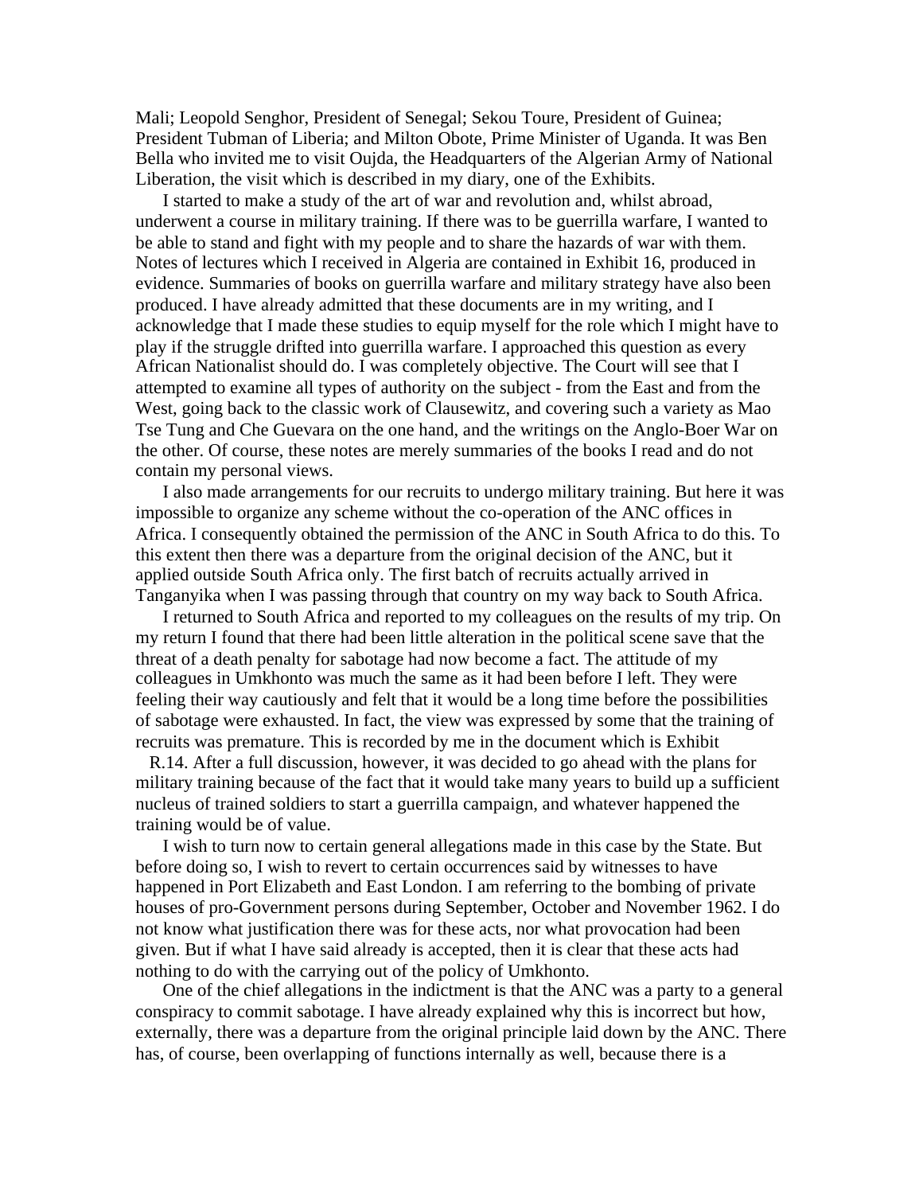Mali; Leopold Senghor, President of Senegal; Sekou Toure, President of Guinea; President Tubman of Liberia; and Milton Obote, Prime Minister of Uganda. It was Ben Bella who invited me to visit Oujda, the Headquarters of the Algerian Army of National Liberation, the visit which is described in my diary, one of the Exhibits.

I started to make a study of the art of war and revolution and, whilst abroad, underwent a course in military training. If there was to be guerrilla warfare, I wanted to be able to stand and fight with my people and to share the hazards of war with them. Notes of lectures which I received in Algeria are contained in Exhibit 16, produced in evidence. Summaries of books on guerrilla warfare and military strategy have also been produced. I have already admitted that these documents are in my writing, and I acknowledge that I made these studies to equip myself for the role which I might have to play if the struggle drifted into guerrilla warfare. I approached this question as every African Nationalist should do. I was completely objective. The Court will see that I attempted to examine all types of authority on the subject - from the East and from the West, going back to the classic work of Clausewitz, and covering such a variety as Mao Tse Tung and Che Guevara on the one hand, and the writings on the Anglo-Boer War on the other. Of course, these notes are merely summaries of the books I read and do not contain my personal views.

I also made arrangements for our recruits to undergo military training. But here it was impossible to organize any scheme without the co-operation of the ANC offices in Africa. I consequently obtained the permission of the ANC in South Africa to do this. To this extent then there was a departure from the original decision of the ANC, but it applied outside South Africa only. The first batch of recruits actually arrived in Tanganyika when I was passing through that country on my way back to South Africa.

I returned to South Africa and reported to my colleagues on the results of my trip. On my return I found that there had been little alteration in the political scene save that the threat of a death penalty for sabotage had now become a fact. The attitude of my colleagues in Umkhonto was much the same as it had been before I left. They were feeling their way cautiously and felt that it would be a long time before the possibilities of sabotage were exhausted. In fact, the view was expressed by some that the training of recruits was premature. This is recorded by me in the document which is Exhibit R.14. After a full discussion, however, it was decided to go ahead with the plans for military training because of the fact that it would take many years to build up a sufficient nucleus of trained soldiers to start a guerrilla campaign, and whatever happened the training would be of value.

I wish to turn now to certain general allegations made in this case by the State. But before doing so, I wish to revert to certain occurrences said by witnesses to have happened in Port Elizabeth and East London. I am referring to the bombing of private houses of pro-Government persons during September, October and November 1962. I do not know what justification there was for these acts, nor what provocation had been given. But if what I have said already is accepted, then it is clear that these acts had nothing to do with the carrying out of the policy of Umkhonto.

One of the chief allegations in the indictment is that the ANC was a party to a general conspiracy to commit sabotage. I have already explained why this is incorrect but how, externally, there was a departure from the original principle laid down by the ANC. There has, of course, been overlapping of functions internally as well, because there is a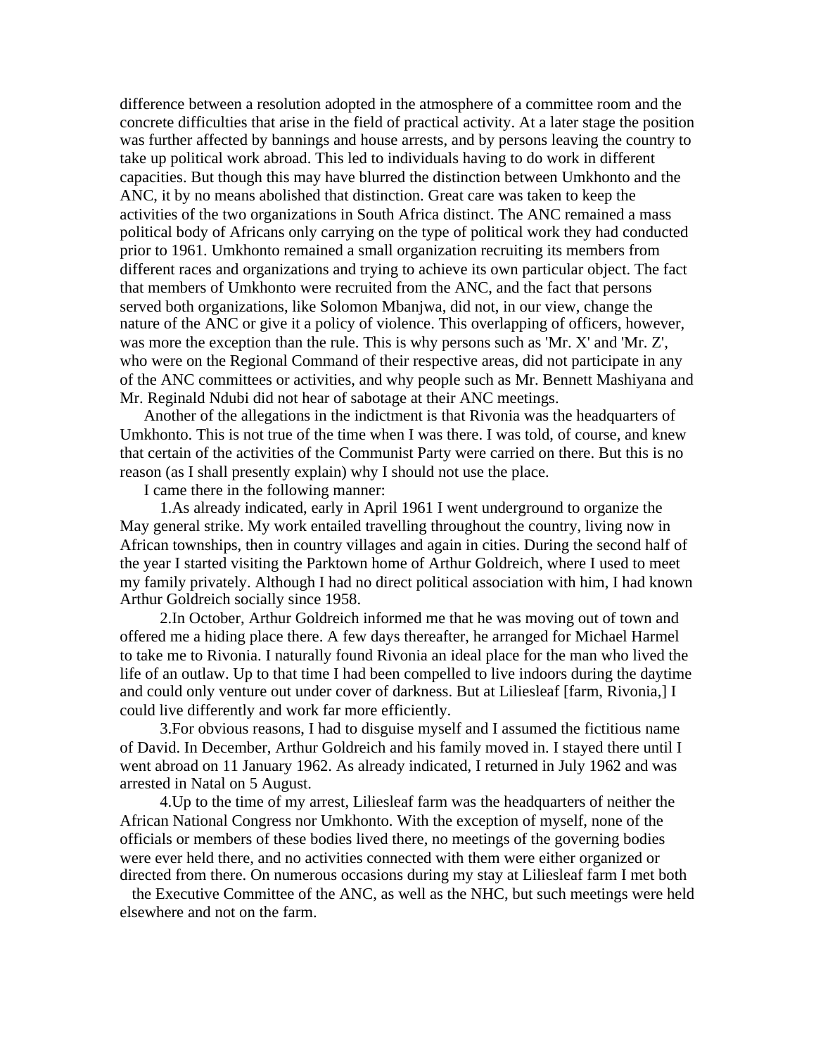difference between a resolution adopted in the atmosphere of a committee room and the concrete difficulties that arise in the field of practical activity. At a later stage the position was further affected by bannings and house arrests, and by persons leaving the country to take up political work abroad. This led to individuals having to do work in different capacities. But though this may have blurred the distinction between Umkhonto and the ANC, it by no means abolished that distinction. Great care was taken to keep the activities of the two organizations in South Africa distinct. The ANC remained a mass political body of Africans only carrying on the type of political work they had conducted prior to 1961. Umkhonto remained a small organization recruiting its members from different races and organizations and trying to achieve its own particular object. The fact that members of Umkhonto were recruited from the ANC, and the fact that persons served both organizations, like Solomon Mbanjwa, did not, in our view, change the nature of the ANC or give it a policy of violence. This overlapping of officers, however, was more the exception than the rule. This is why persons such as 'Mr. X' and 'Mr. Z', who were on the Regional Command of their respective areas, did not participate in any of the ANC committees or activities, and why people such as Mr. Bennett Mashiyana and Mr. Reginald Ndubi did not hear of sabotage at their ANC meetings.

Another of the allegations in the indictment is that Rivonia was the headquarters of Umkhonto. This is not true of the time when I was there. I was told, of course, and knew that certain of the activities of the Communist Party were carried on there. But this is no reason (as I shall presently explain) why I should not use the place.

I came there in the following manner:

1. As already indicated, early in April 1961 I went underground to organize the May general strike. My work entailed travelling throughout the country, living now in African townships, then in country villages and again in cities. During the second half of the year I started visiting the Parktown home of Arthur Goldreich, where I used to meet my family privately. Although I had no direct political association with him, I had known Arthur Goldreich socially since 1958.

2. In October, Arthur Goldreich informed me that he was moving out of town and offered me a hiding place there. A few days thereafter, he arranged for Michael Harmel to take me to Rivonia. I naturally found Rivonia an ideal place for the man who lived the life of an outlaw. Up to that time I had been compelled to live indoors during the daytime and could only venture out under cover of darkness. But at Liliesleaf [farm, Rivonia,] I could live differently and work far more efficiently.

3. For obvious reasons, I had to disguise myself and I assumed the fictitious name of David. In December, Arthur Goldreich and his family moved in. I stayed there until I went abroad on 11 January 1962. As already indicated, I returned in July 1962 and was arrested in Natal on 5 August.

4. Up to the time of my arrest, Liliesleaf farm was the headquarters of neither the African National Congress nor Umkhonto. With the exception of myself, none of the officials or members of these bodies lived there, no meetings of the governing bodies were ever held there, and no activities connected with them were either organized or directed from there. On numerous occasions during my stay at Liliesleaf farm I met both the Executive Committee of the ANC, as well as the NHC, but such meetings were held elsewhere and not on the farm.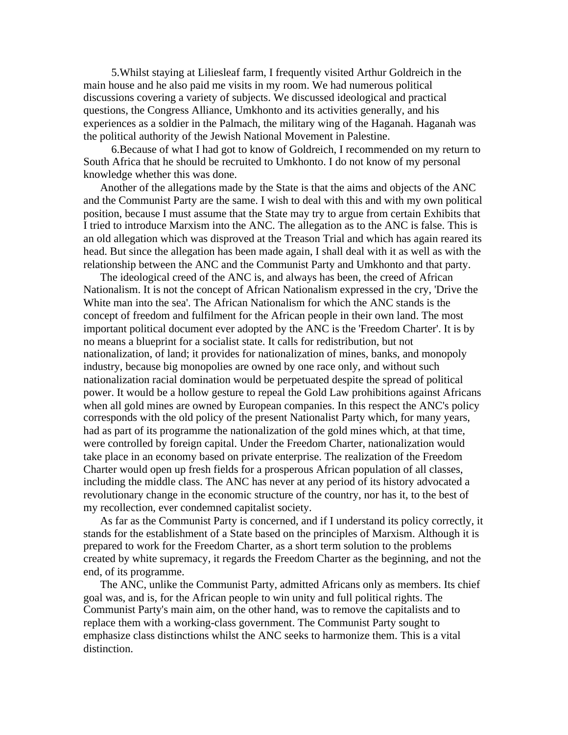5.Whilst staying at Liliesleaf farm, I frequently visited Arthur Goldreich in the main house and he also paid me visits in my room. We had numerous political discussions covering a variety of subjects. We discussed ideological and practical questions, the Congress Alliance, Umkhonto and its activities generally, and his experiences as a soldier in the Palmach, the military wing of the Haganah. Haganah was the political authority of the Jewish National Movement in Palestine.

6.Because of what I had got to know of Goldreich, I recommended on my return to South Africa that he should be recruited to Umkhonto. I do not know of my personal knowledge whether this was done.

Another of the allegations made by the State is that the aims and objects of the ANC and the Communist Party are the same. I wish to deal with this and with my own political position, because I must assume that the State may try to argue from certain Exhibits that I tried to introduce Marxism into the ANC. The allegation as to the ANC is false. This is an old allegation which was disproved at the Treason Trial and which has again reared its head. But since the allegation has been made again, I shall deal with it as well as with the relationship between the ANC and the Communist Party and Umkhonto and that party.

The ideological creed of the ANC is, and always has been, the creed of African Nationalism. It is not the concept of African Nationalism expressed in the cry, 'Drive the White man into the sea'. The African Nationalism for which the ANC stands is the concept of freedom and fulfilment for the African people in their own land. The most important political document ever adopted by the ANC is the 'Freedom Charter'. It is by no means a blueprint for a socialist state. It calls for redistribution, but not nationalization, of land; it provides for nationalization of mines, banks, and monopoly industry, because big monopolies are owned by one race only, and without such nationalization racial domination would be perpetuated despite the spread of political power. It would be a hollow gesture to repeal the Gold Law prohibitions against Africans when all gold mines are owned by European companies. In this respect the ANC's policy corresponds with the old policy of the present Nationalist Party which, for many years, had as part of its programme the nationalization of the gold mines which, at that time, were controlled by foreign capital. Under the Freedom Charter, nationalization would take place in an economy based on private enterprise. The realization of the Freedom Charter would open up fresh fields for a prosperous African population of all classes, including the middle class. The ANC has never at any period of its history advocated a revolutionary change in the economic structure of the country, nor has it, to the best of my recollection, ever condemned capitalist society.

As far as the Communist Party is concerned, and if I understand its policy correctly, it stands for the establishment of a State based on the principles of Marxism. Although it is prepared to work for the Freedom Charter, as a short term solution to the problems created by white supremacy, it regards the Freedom Charter as the beginning, and not the end, of its programme.

The ANC, unlike the Communist Party, admitted Africans only as members. Its chief goal was, and is, for the African people to win unity and full political rights. The Communist Party's main aim, on the other hand, was to remove the capitalists and to replace them with a working-class government. The Communist Party sought to emphasize class distinctions whilst the ANC seeks to harmonize them. This is a vital distinction.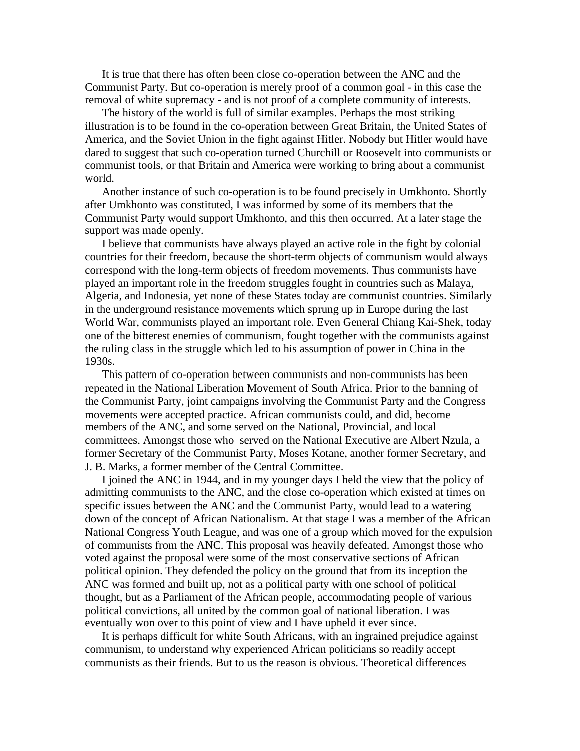It is true that there has often been close co-operation between the ANC and the Communist Party. But co-operation is merely proof of a common goal - in this case the removal of white supremacy - and is not proof of a complete community of interests.

The history of the world is full of similar examples. Perhaps the most striking illustration is to be found in the co-operation between Great Britain, the United States of America, and the Soviet Union in the fight against Hitler. Nobody but Hitler would have dared to suggest that such co-operation turned Churchill or Roosevelt into communists or communist tools, or that Britain and America were working to bring about a communist world.

Another instance of such co-operation is to be found precisely in Umkhonto. Shortly after Umkhonto was constituted, I was informed by some of its members that the Communist Party would support Umkhonto, and this then occurred. At a later stage the support was made openly.

I believe that communists have always played an active role in the fight by colonial countries for their freedom, because the short-term objects of communism would always correspond with the long-term objects of freedom movements. Thus communists have played an important role in the freedom struggles fought in countries such as Malaya, Algeria, and Indonesia, yet none of these States today are communist countries. Similarly in the underground resistance movements which sprung up in Europe during the last World War, communists played an important role. Even General Chiang Kai-Shek, today one of the bitterest enemies of communism, fought together with the communists against the ruling class in the struggle which led to his assumption of power in China in the 1930s.

This pattern of co-operation between communists and non-communists has been repeated in the National Liberation Movement of South Africa. Prior to the banning of the Communist Party, joint campaigns involving the Communist Party and the Congress movements were accepted practice. African communists could, and did, become members of the ANC, and some served on the National, Provincial, and local committees. Amongst those who served on the National Executive are Albert Nzula, a former Secretary of the Communist Party, Moses Kotane, another former Secretary, and J. B. Marks, a former member of the Central Committee.

I joined the ANC in 1944, and in my younger days I held the view that the policy of admitting communists to the ANC, and the close co-operation which existed at times on specific issues between the ANC and the Communist Party, would lead to a watering down of the concept of African Nationalism. At that stage I was a member of the African National Congress Youth League, and was one of a group which moved for the expulsion of communists from the ANC. This proposal was heavily defeated. Amongst those who voted against the proposal were some of the most conservative sections of African political opinion. They defended the policy on the ground that from its inception the ANC was formed and built up, not as a political party with one school of political thought, but as a Parliament of the African people, accommodating people of various political convictions, all united by the common goal of national liberation. I was eventually won over to this point of view and I have upheld it ever since.

It is perhaps difficult for white South Africans, with an ingrained prejudice against communism, to understand why experienced African politicians so readily accept communists as their friends. But to us the reason is obvious. Theoretical differences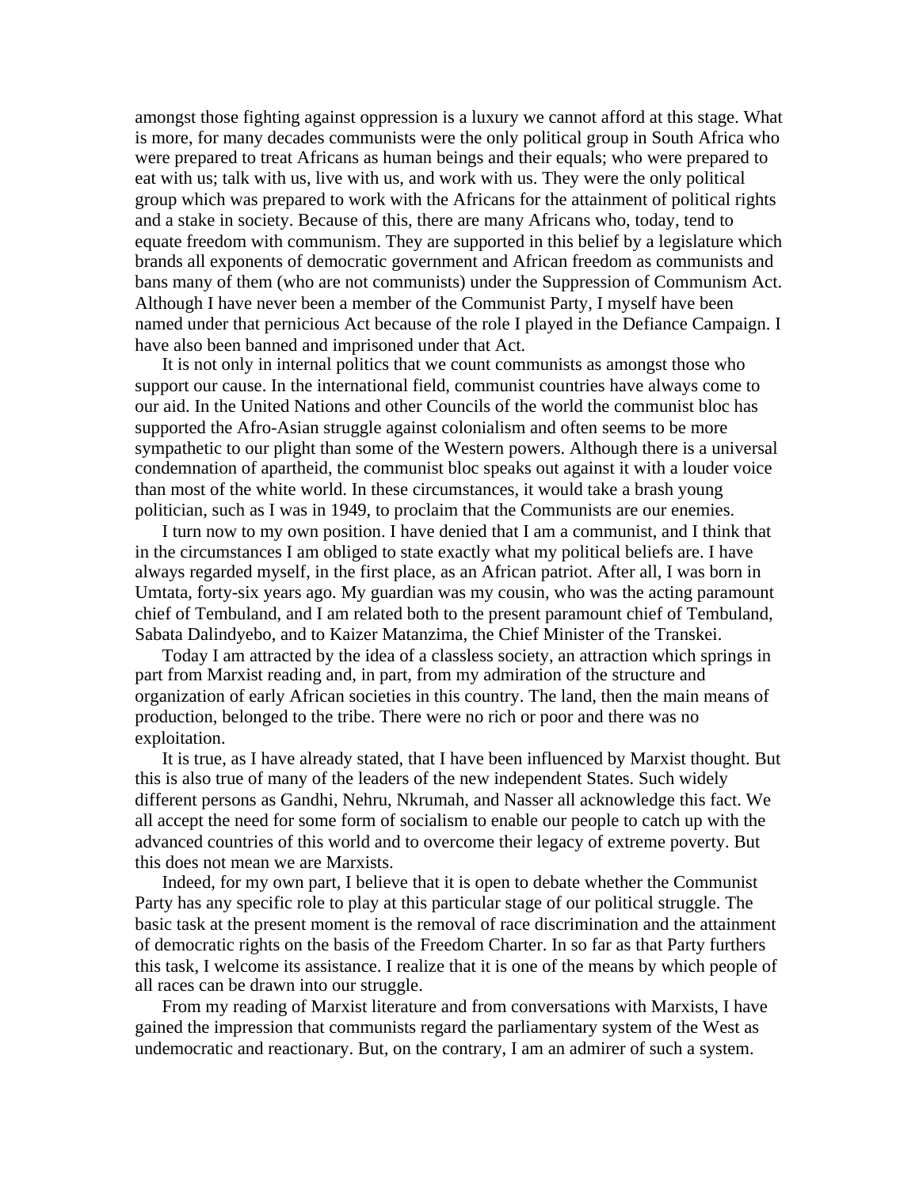amongst those fighting against oppression is a luxury we cannot afford at this stage. What is more, for many decades communists were the only political group in South Africa who were prepared to treat Africans as human beings and their equals; who were prepared to eat with us; talk with us, live with us, and work with us. They were the only political group which was prepared to work with the Africans for the attainment of political rights and a stake in society. Because of this, there are many Africans who, today, tend to equate freedom with communism. They are supported in this belief by a legislature which brands all exponents of democratic government and African freedom as communists and bans many of them (who are not communists) under the Suppression of Communism Act. Although I have never been a member of the Communist Party, I myself have been named under that pernicious Act because of the role I played in the Defiance Campaign. I have also been banned and imprisoned under that Act.

It is not only in internal politics that we count communists as amongst those who support our cause. In the international field, communist countries have always come to our aid. In the United Nations and other Councils of the world the communist bloc has supported the Afro-Asian struggle against colonialism and often seems to be more sympathetic to our plight than some of the Western powers. Although there is a universal condemnation of apartheid, the communist bloc speaks out against it with a louder voice than most of the white world. In these circumstances, it would take a brash young politician, such as I was in 1949, to proclaim that the Communists are our enemies.

I turn now to my own position. I have denied that I am a communist, and I think that in the circumstances I am obliged to state exactly what my political beliefs are. I have always regarded myself, in the first place, as an African patriot. After all, I was born in Umtata, forty-six years ago. My guardian was my cousin, who was the acting paramount chief of Tembuland, and I am related both to the present paramount chief of Tembuland, Sabata Dalindyebo, and to Kaizer Matanzima, the Chief Minister of the Transkei.

Today I am attracted by the idea of a classless society, an attraction which springs in part from Marxist reading and, in part, from my admiration of the structure and organization of early African societies in this country. The land, then the main means of production, belonged to the tribe. There were no rich or poor and there was no exploitation.

It is true, as I have already stated, that I have been influenced by Marxist thought. But this is also true of many of the leaders of the new independent States. Such widely different persons as Gandhi, Nehru, Nkrumah, and Nasser all acknowledge this fact. We all accept the need for some form of socialism to enable our people to catch up with the advanced countries of this world and to overcome their legacy of extreme poverty. But this does not mean we are Marxists.

Indeed, for my own part, I believe that it is open to debate whether the Communist Party has any specific role to play at this particular stage of our political struggle. The basic task at the present moment is the removal of race discrimination and the attainment of democratic rights on the basis of the Freedom Charter. In so far as that Party furthers this task, I welcome its assistance. I realize that it is one of the means by which people of all races can be drawn into our struggle.

From my reading of Marxist literature and from conversations with Marxists, I have gained the impression that communists regard the parliamentary system of the West as undemocratic and reactionary. But, on the contrary, I am an admirer of such a system.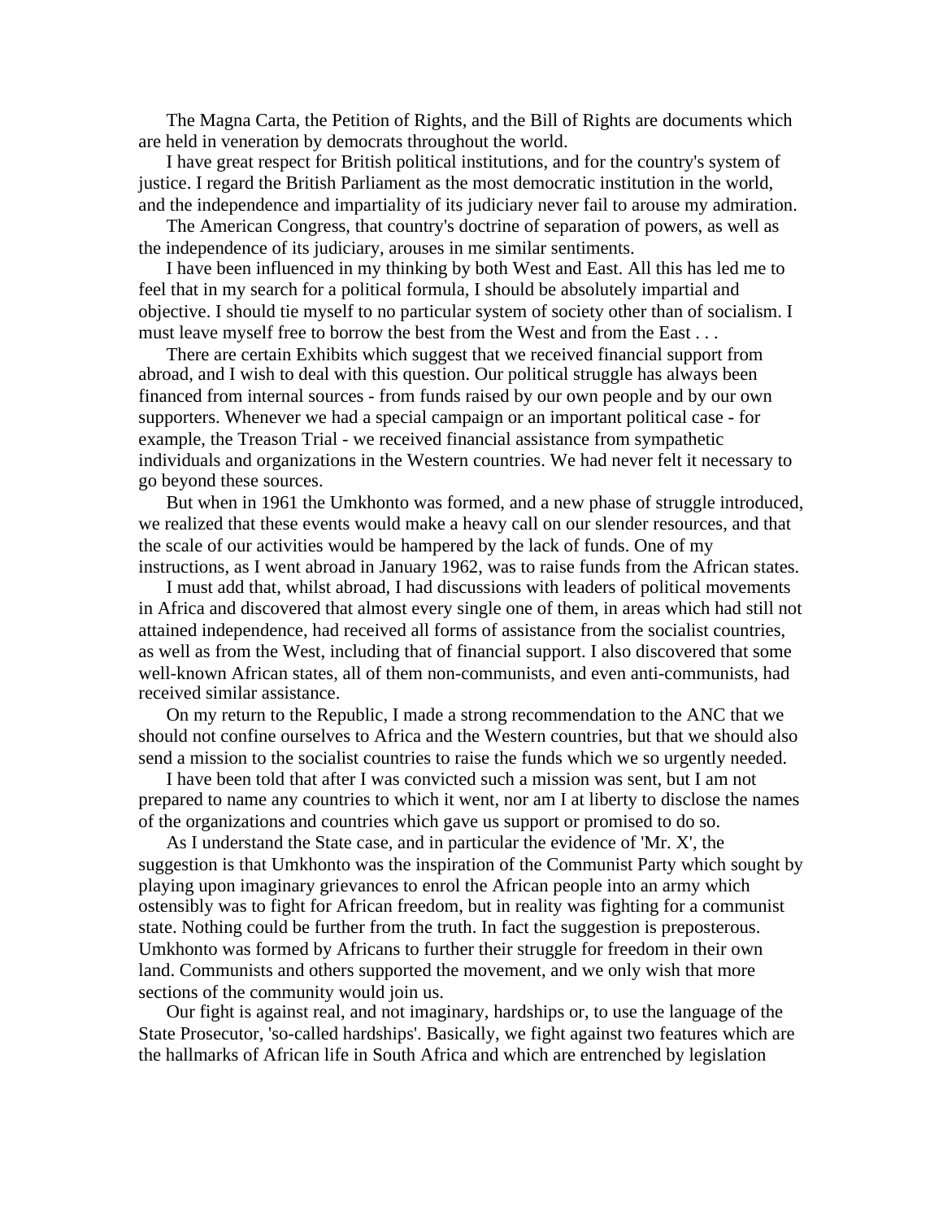The Magna Carta, the Petition of Rights, and the Bill of Rights are documents which are held in veneration by democrats throughout the world.

I have great respect for British political institutions, and for the country's system of justice. I regard the British Parliament as the most democratic institution in the world, and the independence and impartiality of its judiciary never fail to arouse my admiration.

The American Congress, that country's doctrine of separation of powers, as well as the independence of its judiciary, arouses in me similar sentiments.

I have been influenced in my thinking by both West and East. All this has led me to feel that in my search for a political formula, I should be absolutely impartial and objective. I should tie myself to no particular system of society other than of socialism. I must leave myself free to borrow the best from the West and from the East . . .

There are certain Exhibits which suggest that we received financial support from abroad, and I wish to deal with this question. Our political struggle has always been financed from internal sources - from funds raised by our own people and by our own supporters. Whenever we had a special campaign or an important political case - for example, the Treason Trial - we received financial assistance from sympathetic individuals and organizations in the Western countries. We had never felt it necessary to go beyond these sources.

But when in 1961 the Umkhonto was formed, and a new phase of struggle introduced, we realized that these events would make a heavy call on our slender resources, and that the scale of our activities would be hampered by the lack of funds. One of my instructions, as I went abroad in January 1962, was to raise funds from the African states.

I must add that, whilst abroad, I had discussions with leaders of political movements in Africa and discovered that almost every single one of them, in areas which had still not attained independence, had received all forms of assistance from the socialist countries, as well as from the West, including that of financial support. I also discovered that some well-known African states, all of them non-communists, and even anti-communists, had received similar assistance.

On my return to the Republic, I made a strong recommendation to the ANC that we should not confine ourselves to Africa and the Western countries, but that we should also send a mission to the socialist countries to raise the funds which we so urgently needed.

I have been told that after I was convicted such a mission was sent, but I am not prepared to name any countries to which it went, nor am I at liberty to disclose the names of the organizations and countries which gave us support or promised to do so.

As I understand the State case, and in particular the evidence of 'Mr. X', the suggestion is that Umkhonto was the inspiration of the Communist Party which sought by playing upon imaginary grievances to enrol the African people into an army which ostensibly was to fight for African freedom, but in reality was fighting for a communist state. Nothing could be further from the truth. In fact the suggestion is preposterous. Umkhonto was formed by Africans to further their struggle for freedom in their own land. Communists and others supported the movement, and we only wish that more sections of the community would join us.

Our fight is against real, and not imaginary, hardships or, to use the language of the State Prosecutor, 'so-called hardships'. Basically, we fight against two features which are the hallmarks of African life in South Africa and which are entrenched by legislation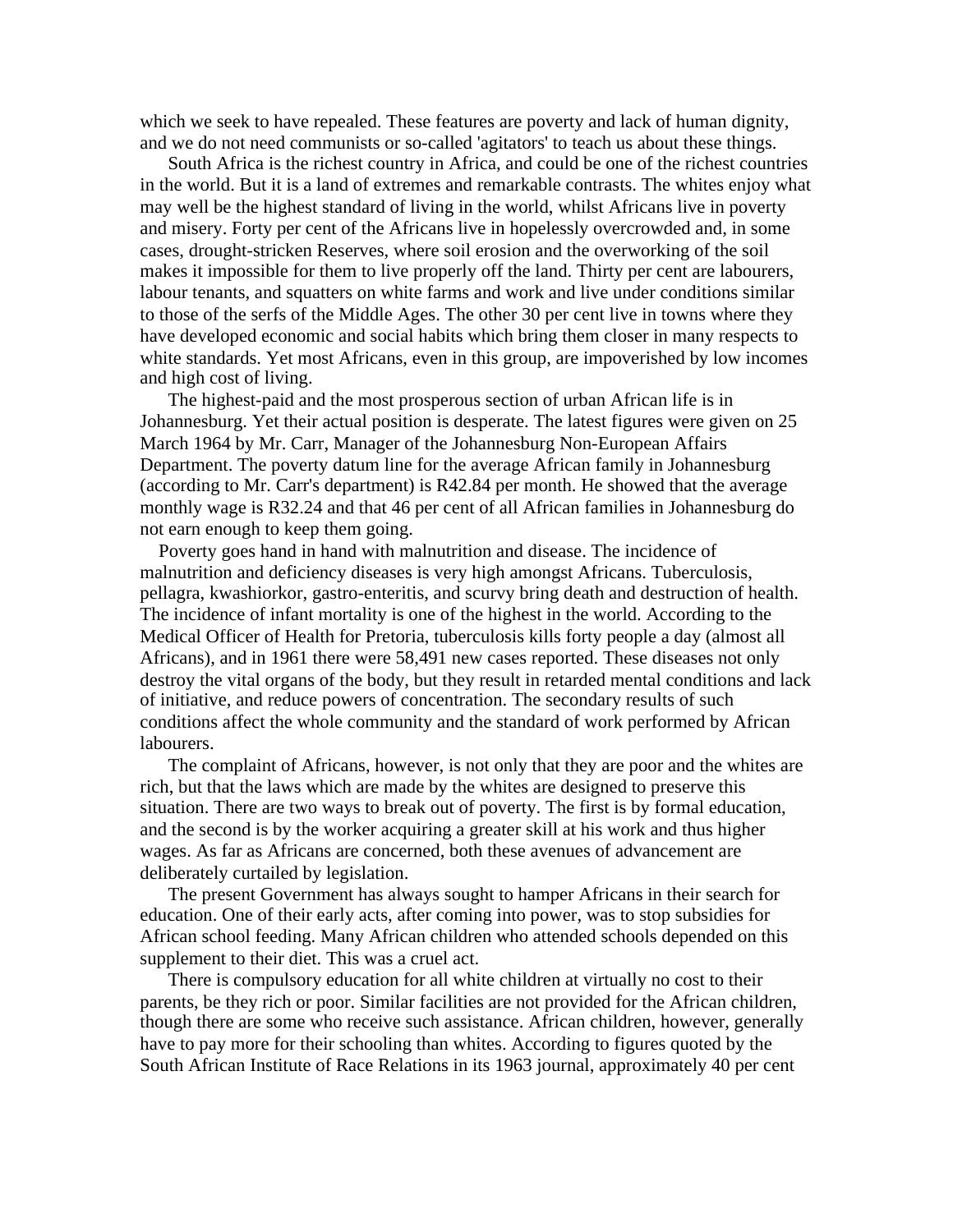which we seek to have repealed. These features are poverty and lack of human dignity, and we do not need communists or so-called 'agitators' to teach us about these things.

South Africa is the richest country in Africa, and could be one of the richest countries in the world. But it is a land of extremes and remarkable contrasts. The whites enjoy what may well be the highest standard of living in the world, whilst Africans live in poverty and misery. Forty per cent of the Africans live in hopelessly overcrowded and, in some cases, drought-stricken Reserves, where soil erosion and the overworking of the soil makes it impossible for them to live properly off the land. Thirty per cent are labourers, labour tenants, and squatters on white farms and work and live under conditions similar to those of the serfs of the Middle Ages. The other 30 per cent live in towns where they have developed economic and social habits which bring them closer in many respects to white standards. Yet most Africans, even in this group, are impoverished by low incomes and high cost of living.

The highest-paid and the most prosperous section of urban African life is in Johannesburg. Yet their actual position is desperate. The latest figures were given on 25 March 1964 by Mr. Carr, Manager of the Johannesburg Non-European Affairs Department. The poverty datum line for the average African family in Johannesburg (according to Mr. Carr's department) is R42.84 per month. He showed that the average monthly wage is R32.24 and that 46 per cent of all African families in Johannesburg do not earn enough to keep them going.

Poverty goes hand in hand with malnutrition and disease. The incidence of malnutrition and deficiency diseases is very high amongst Africans. Tuberculosis, pellagra, kwashiorkor, gastro-enteritis, and scurvy bring death and destruction of health. The incidence of infant mortality is one of the highest in the world. According to the Medical Officer of Health for Pretoria, tuberculosis kills forty people a day (almost all Africans), and in 1961 there were 58,491 new cases reported. These diseases not only destroy the vital organs of the body, but they result in retarded mental conditions and lack of initiative, and reduce powers of concentration. The secondary results of such conditions affect the whole community and the standard of work performed by African labourers.

The complaint of Africans, however, is not only that they are poor and the whites are rich, but that the laws which are made by the whites are designed to preserve this situation. There are two ways to break out of poverty. The first is by formal education, and the second is by the worker acquiring a greater skill at his work and thus higher wages. As far as Africans are concerned, both these avenues of advancement are deliberately curtailed by legislation.

The present Government has always sought to hamper Africans in their search for education. One of their early acts, after coming into power, was to stop subsidies for African school feeding. Many African children who attended schools depended on this supplement to their diet. This was a cruel act.

There is compulsory education for all white children at virtually no cost to their parents, be they rich or poor. Similar facilities are not provided for the African children, though there are some who receive such assistance. African children, however, generally have to pay more for their schooling than whites. According to figures quoted by the South African Institute of Race Relations in its 1963 journal, approximately 40 per cent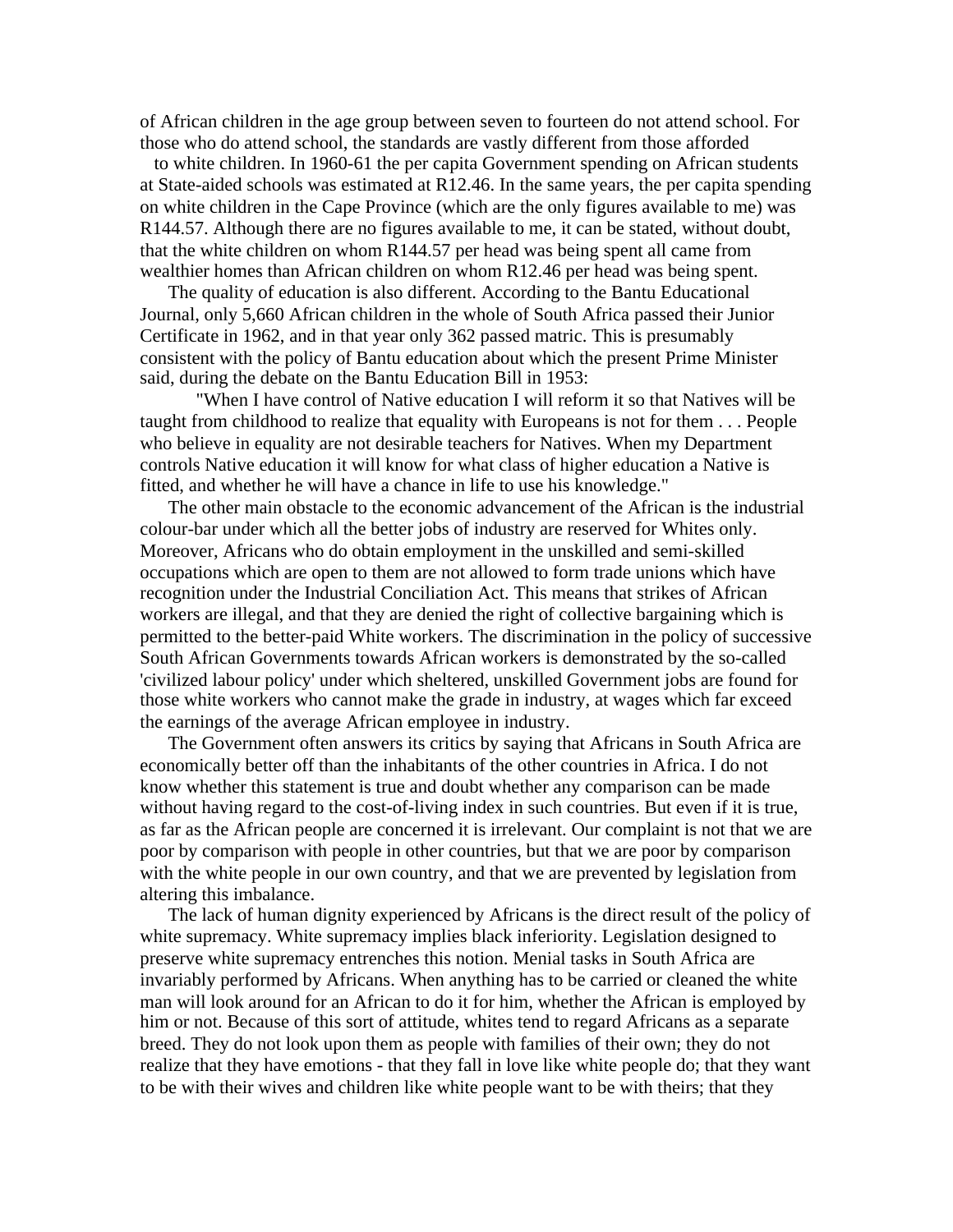of African children in the age group between seven to fourteen do not attend school. For those who do attend school, the standards are vastly different from those afforded to white children. In 1960-61 the per capita Government spending on African students at State-aided schools was estimated at R12.46. In the same years, the per capita spending on white children in the Cape Province (which are the only figures available to me) was R144.57. Although there are no figures available to me, it can be stated, without doubt, that the white children on whom R144.57 per head was being spent all came from wealthier homes than African children on whom R12.46 per head was being spent.

The quality of education is also different. According to the Bantu Educational Journal, only 5,660 African children in the whole of South Africa passed their Junior Certificate in 1962, and in that year only 362 passed matric. This is presumably consistent with the policy of Bantu education about which the present Prime Minister said, during the debate on the Bantu Education Bill in 1953:

"When I have control of Native education I will reform it so that Natives will be taught from childhood to realize that equality with Europeans is not for them . . . People who believe in equality are not desirable teachers for Natives. When my Department controls Native education it will know for what class of higher education a Native is fitted, and whether he will have a chance in life to use his knowledge."

The other main obstacle to the economic advancement of the African is the industrial colour-bar under which all the better jobs of industry are reserved for Whites only. Moreover, Africans who do obtain employment in the unskilled and semi-skilled occupations which are open to them are not allowed to form trade unions which have recognition under the Industrial Conciliation Act. This means that strikes of African workers are illegal, and that they are denied the right of collective bargaining which is permitted to the better-paid White workers. The discrimination in the policy of successive South African Governments towards African workers is demonstrated by the so-called 'civilized labour policy' under which sheltered, unskilled Government jobs are found for those white workers who cannot make the grade in industry, at wages which far exceed the earnings of the average African employee in industry.

The Government often answers its critics by saying that Africans in South Africa are economically better off than the inhabitants of the other countries in Africa. I do not know whether this statement is true and doubt whether any comparison can be made without having regard to the cost-of-living index in such countries. But even if it is true, as far as the African people are concerned it is irrelevant. Our complaint is not that we are poor by comparison with people in other countries, but that we are poor by comparison with the white people in our own country, and that we are prevented by legislation from altering this imbalance.

The lack of human dignity experienced by Africans is the direct result of the policy of white supremacy. White supremacy implies black inferiority. Legislation designed to preserve white supremacy entrenches this notion. Menial tasks in South Africa are invariably performed by Africans. When anything has to be carried or cleaned the white man will look around for an African to do it for him, whether the African is employed by him or not. Because of this sort of attitude, whites tend to regard Africans as a separate breed. They do not look upon them as people with families of their own; they do not realize that they have emotions - that they fall in love like white people do; that they want to be with their wives and children like white people want to be with theirs; that they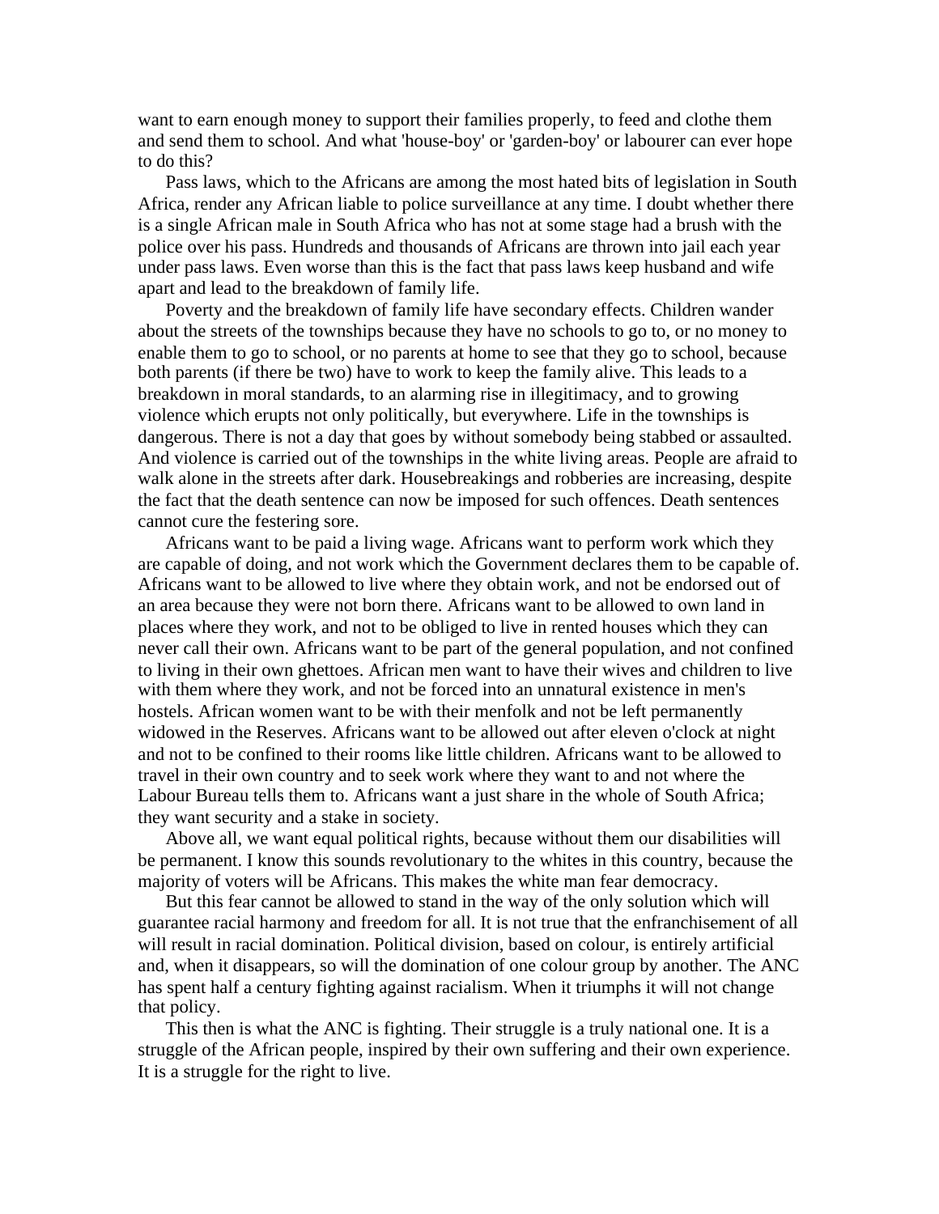want to earn enough money to support their families properly, to feed and clothe them and send them to school. And what 'house-boy' or 'garden-boy' or labourer can ever hope to do this?

Pass laws, which to the Africans are among the most hated bits of legislation in South Africa, render any African liable to police surveillance at any time. I doubt whether there is a single African male in South Africa who has not at some stage had a brush with the police over his pass. Hundreds and thousands of Africans are thrown into jail each year under pass laws. Even worse than this is the fact that pass laws keep husband and wife apart and lead to the breakdown of family life.

Poverty and the breakdown of family life have secondary effects. Children wander about the streets of the townships because they have no schools to go to, or no money to enable them to go to school, or no parents at home to see that they go to school, because both parents (if there be two) have to work to keep the family alive. This leads to a breakdown in moral standards, to an alarming rise in illegitimacy, and to growing violence which erupts not only politically, but everywhere. Life in the townships is dangerous. There is not a day that goes by without somebody being stabbed or assaulted. And violence is carried out of the townships in the white living areas. People are afraid to walk alone in the streets after dark. Housebreakings and robberies are increasing, despite the fact that the death sentence can now be imposed for such offences. Death sentences cannot cure the festering sore.

Africans want to be paid a living wage. Africans want to perform work which they are capable of doing, and not work which the Government declares them to be capable of. Africans want to be allowed to live where they obtain work, and not be endorsed out of an area because they were not born there. Africans want to be allowed to own land in places where they work, and not to be obliged to live in rented houses which they can never call their own. Africans want to be part of the general population, and not confined to living in their own ghettoes. African men want to have their wives and children to live with them where they work, and not be forced into an unnatural existence in men's hostels. African women want to be with their menfolk and not be left permanently widowed in the Reserves. Africans want to be allowed out after eleven o'clock at night and not to be confined to their rooms like little children. Africans want to be allowed to travel in their own country and to seek work where they want to and not where the Labour Bureau tells them to. Africans want a just share in the whole of South Africa; they want security and a stake in society.

Above all, we want equal political rights, because without them our disabilities will be permanent. I know this sounds revolutionary to the whites in this country, because the majority of voters will be Africans. This makes the white man fear democracy.

But this fear cannot be allowed to stand in the way of the only solution which will guarantee racial harmony and freedom for all. It is not true that the enfranchisement of all will result in racial domination. Political division, based on colour, is entirely artificial and, when it disappears, so will the domination of one colour group by another. The ANC has spent half a century fighting against racialism. When it triumphs it will not change that policy.

This then is what the ANC is fighting. Their struggle is a truly national one. It is a struggle of the African people, inspired by their own suffering and their own experience. It is a struggle for the right to live.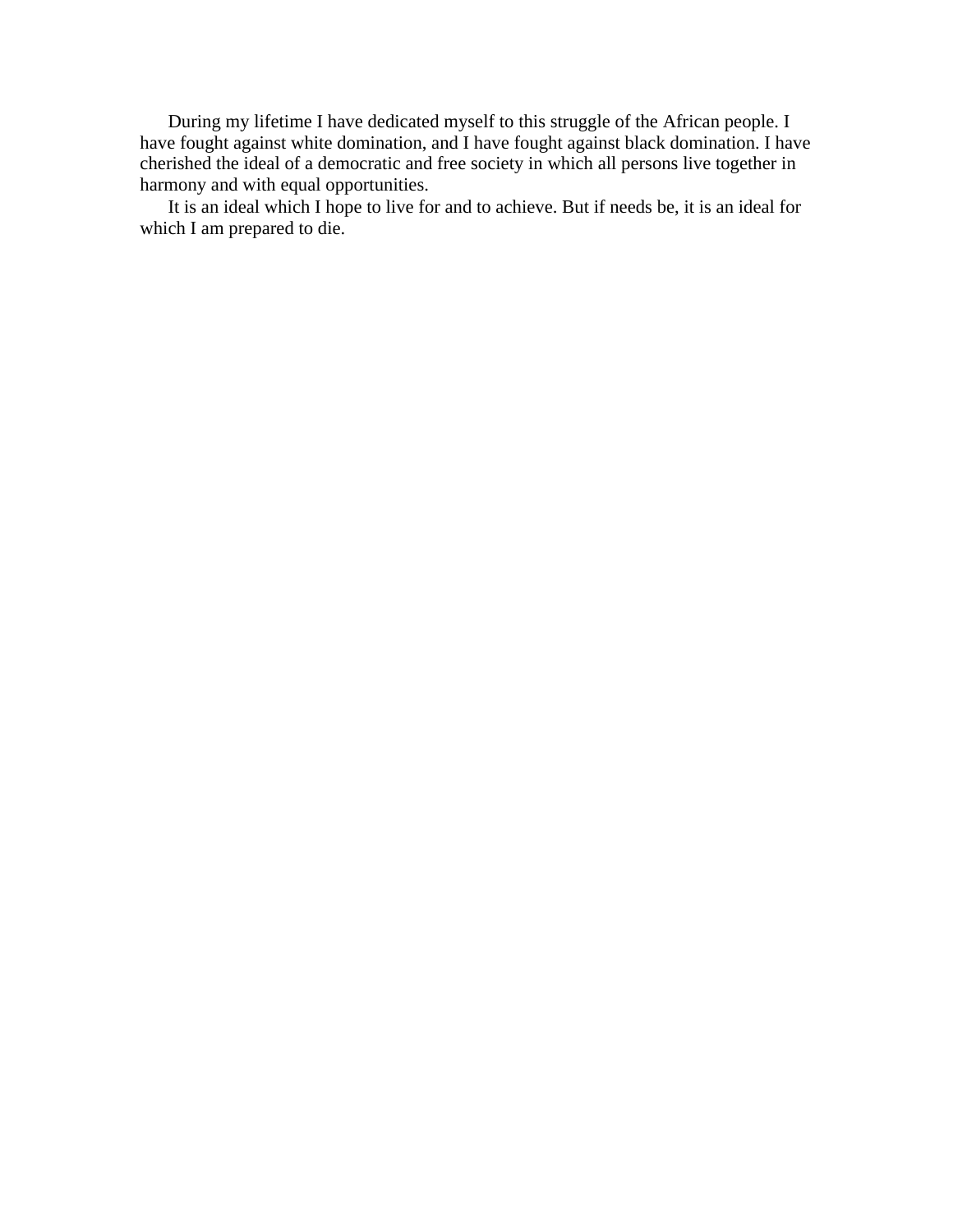During my lifetime I have dedicated myself to this struggle of the African people. I have fought against white domination, and I have fought against black domination. I have cherished the ideal of a democratic and free society in which all persons live together in harmony and with equal opportunities.

It is an ideal which I hope to live for and to achieve. But if needs be, it is an ideal for which I am prepared to die.